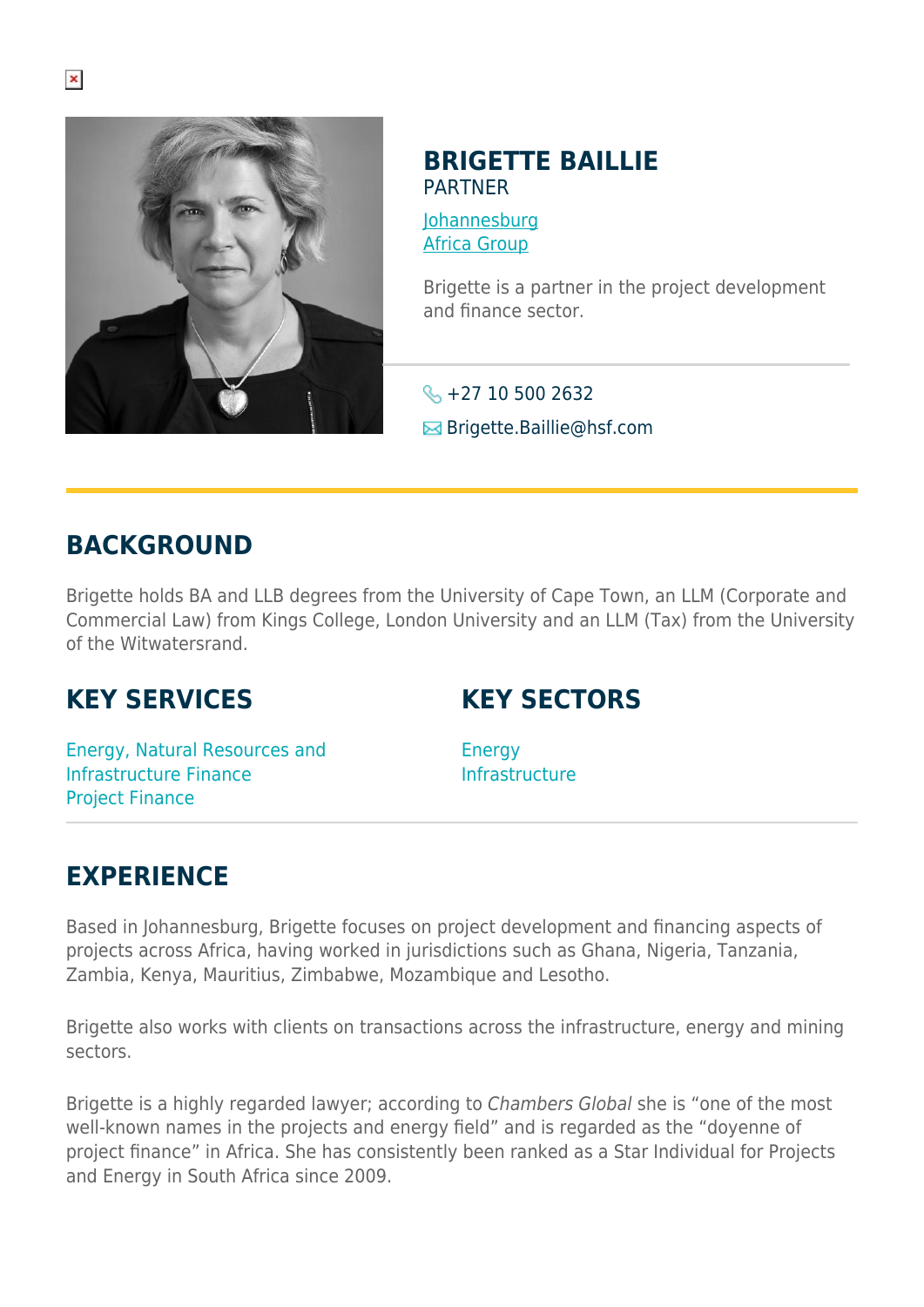# BRIGETTE BAILLIE

PARTNER

Johannesburg
Africa Group

Brigette is a partner in the project development and finance sector.

+27 10 500 2632
Brigette.Baillie@hsf.com

## BACKGROUND

Brigette holds BA and LLB degrees from the University of Cape Town, an LLM (Corporate and Commercial Law) from Kings College, London University and an LLM (Tax) from the University of the Witwatersrand.

## KEY SERVICES

Energy, Natural Resources and Infrastructure Finance
Project Finance

## KEY SECTORS

Energy
Infrastructure

## EXPERIENCE

Based in Johannesburg, Brigette focuses on project development and financing aspects of projects across Africa, having worked in jurisdictions such as Ghana, Nigeria, Tanzania, Zambia, Kenya, Mauritius, Zimbabwe, Mozambique and Lesotho.

Brigette also works with clients on transactions across the infrastructure, energy and mining sectors.

Brigette is a highly regarded lawyer; according to *Chambers Global* she is "one of the most well-known names in the projects and energy field" and is regarded as the "doyenne of project finance" in Africa. She has consistently been ranked as a Star Individual for Projects and Energy in South Africa since 2009.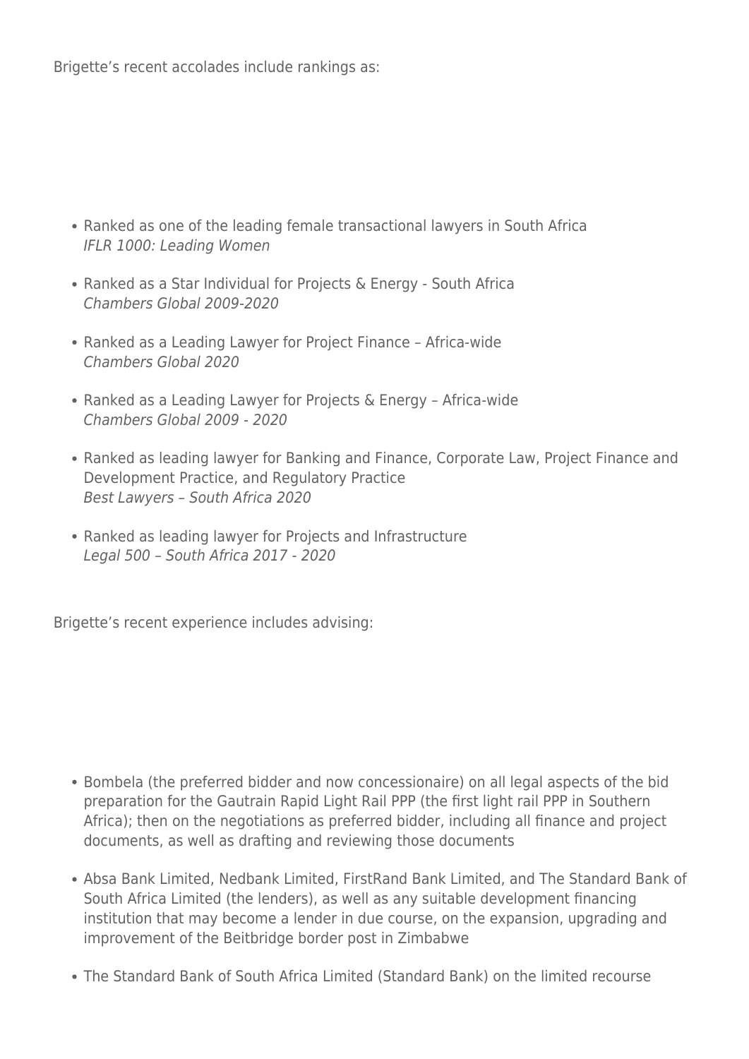Brigette's recent accolades include rankings as:

- Ranked as one of the leading female transactional lawyers in South Africa
  *IFLR 1000: Leading Women*
- Ranked as a Star Individual for Projects & Energy - South Africa
  *Chambers Global 2009-2020*
- Ranked as a Leading Lawyer for Project Finance – Africa-wide
  *Chambers Global 2020*
- Ranked as a Leading Lawyer for Projects & Energy – Africa-wide
  *Chambers Global 2009 - 2020*
- Ranked as leading lawyer for Banking and Finance, Corporate Law, Project Finance and Development Practice, and Regulatory Practice
  *Best Lawyers – South Africa 2020*
- Ranked as leading lawyer for Projects and Infrastructure
  *Legal 500 – South Africa 2017 - 2020*

Brigette's recent experience includes advising:

- Bombela (the preferred bidder and now concessionaire) on all legal aspects of the bid preparation for the Gautrain Rapid Light Rail PPP (the first light rail PPP in Southern Africa); then on the negotiations as preferred bidder, including all finance and project documents, as well as drafting and reviewing those documents
- Absa Bank Limited, Nedbank Limited, FirstRand Bank Limited, and The Standard Bank of South Africa Limited (the lenders), as well as any suitable development financing institution that may become a lender in due course, on the expansion, upgrading and improvement of the Beitbridge border post in Zimbabwe
- The Standard Bank of South Africa Limited (Standard Bank) on the limited recourse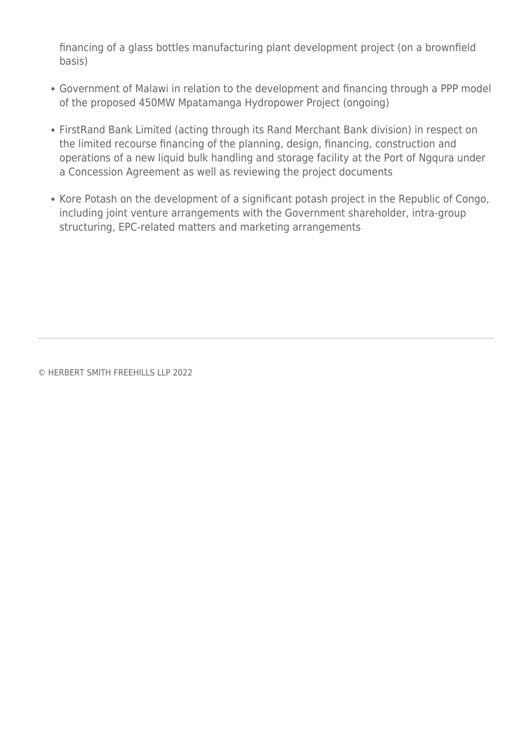financing of a glass bottles manufacturing plant development project (on a brownfield basis)

- Government of Malawi in relation to the development and financing through a PPP model of the proposed 450MW Mpatamanga Hydropower Project (ongoing)
- FirstRand Bank Limited (acting through its Rand Merchant Bank division) in respect on the limited recourse financing of the planning, design, financing, construction and operations of a new liquid bulk handling and storage facility at the Port of Ngqura under a Concession Agreement as well as reviewing the project documents
- Kore Potash on the development of a significant potash project in the Republic of Congo, including joint venture arrangements with the Government shareholder, intra-group structuring, EPC-related matters and marketing arrangements

© HERBERT SMITH FREEHILLS LLP 2022